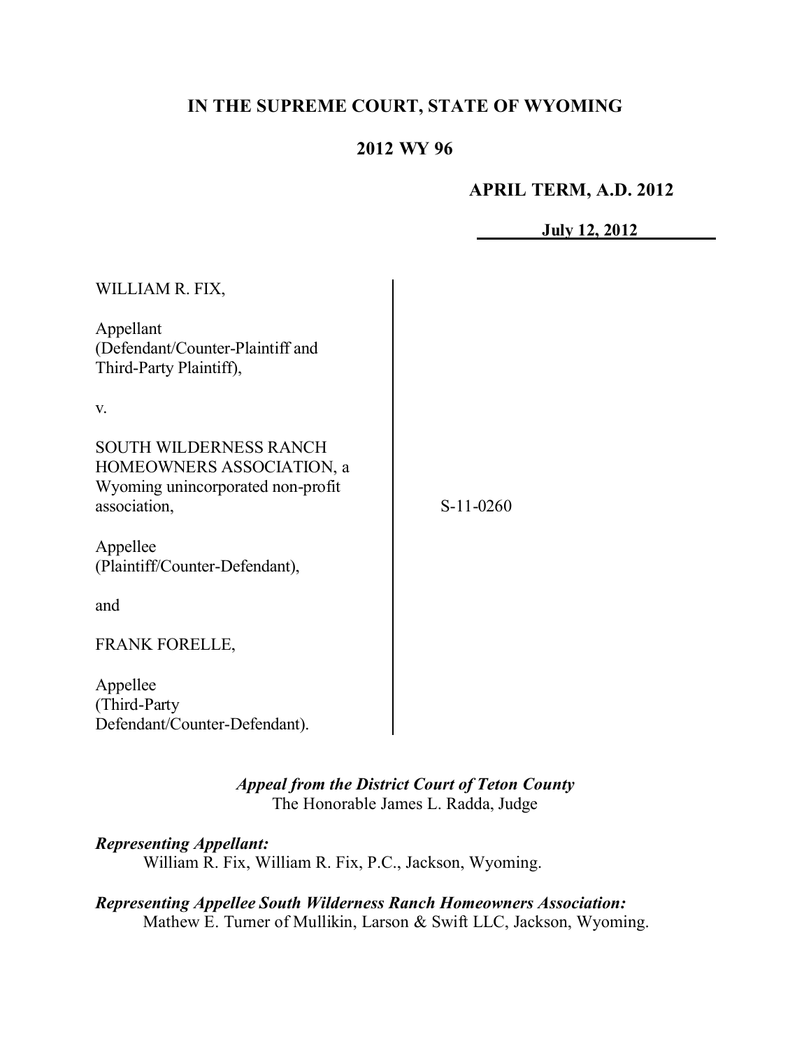# IN THE SUPREME COURT, STATE OF WYOMING

## 2012 WY 96

**APRIL TERM, A.D. 2012**

**July 12, 2012**

WILLIAM R. FIX,

Appellant
(Defendant/Counter-Plaintiff and Third-Party Plaintiff),

v.

SOUTH WILDERNESS RANCH HOMEOWNERS ASSOCIATION, a Wyoming unincorporated non-profit association,

Appellee
(Plaintiff/Counter-Defendant),

and

FRANK FORELLE,

Appellee
(Third-Party Defendant/Counter-Defendant).

S-11-0260

***Appeal from the District Court of Teton County***
The Honorable James L. Radda, Judge

***Representing Appellant:***
William R. Fix, William R. Fix, P.C., Jackson, Wyoming.

***Representing Appellee South Wilderness Ranch Homeowners Association:***
Mathew E. Turner of Mullikin, Larson & Swift LLC, Jackson, Wyoming.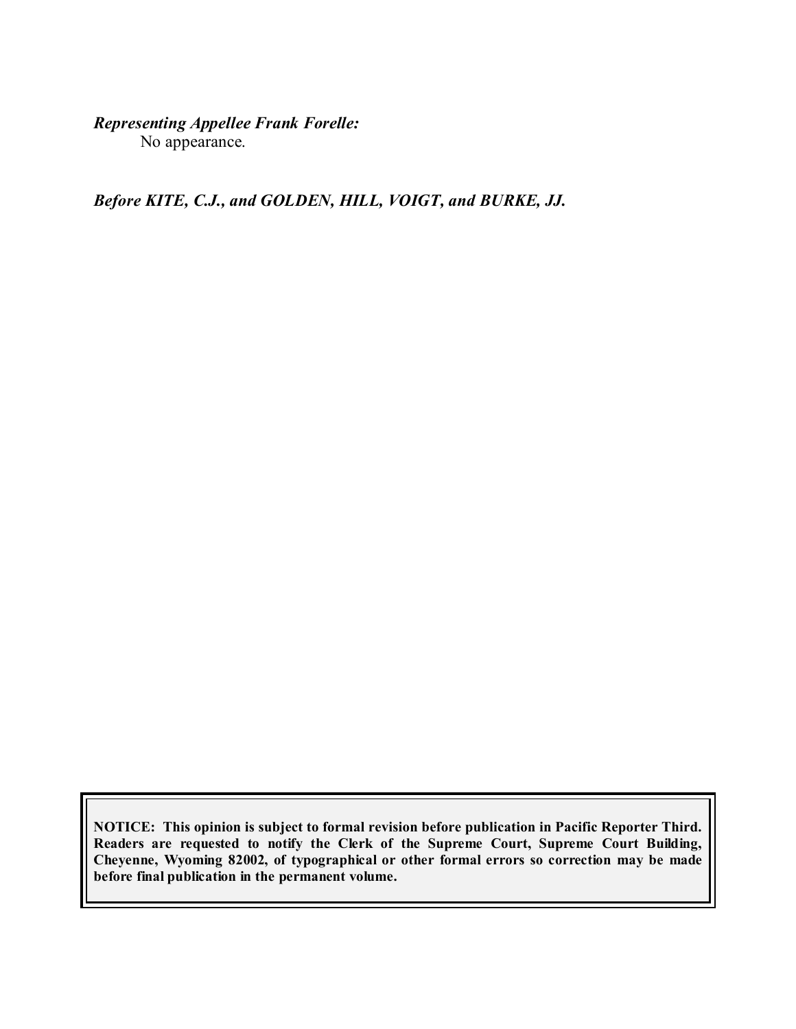***Representing Appellee Frank Forelle:***
No appearance.

***Before KITE, C.J., and GOLDEN, HILL, VOIGT, and BURKE, JJ.***

**NOTICE: This opinion is subject to formal revision before publication in Pacific Reporter Third. Readers are requested to notify the Clerk of the Supreme Court, Supreme Court Building, Cheyenne, Wyoming 82002, of typographical or other formal errors so correction may be made before final publication in the permanent volume.**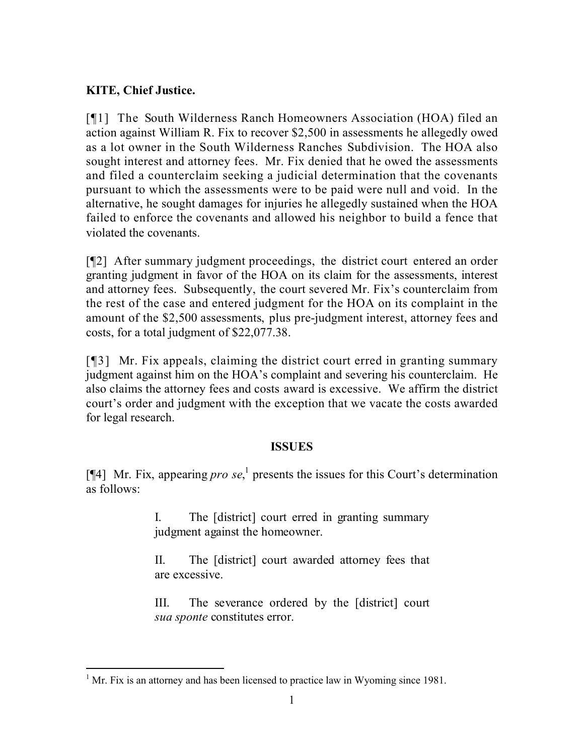**KITE, Chief Justice.**

[¶1] The South Wilderness Ranch Homeowners Association (HOA) filed an action against William R. Fix to recover $2,500 in assessments he allegedly owed as a lot owner in the South Wilderness Ranches Subdivision. The HOA also sought interest and attorney fees. Mr. Fix denied that he owed the assessments and filed a counterclaim seeking a judicial determination that the covenants pursuant to which the assessments were to be paid were null and void. In the alternative, he sought damages for injuries he allegedly sustained when the HOA failed to enforce the covenants and allowed his neighbor to build a fence that violated the covenants.

[¶2] After summary judgment proceedings, the district court entered an order granting judgment in favor of the HOA on its claim for the assessments, interest and attorney fees. Subsequently, the court severed Mr. Fix's counterclaim from the rest of the case and entered judgment for the HOA on its complaint in the amount of the $2,500 assessments, plus pre-judgment interest, attorney fees and costs, for a total judgment of $22,077.38.

[¶3] Mr. Fix appeals, claiming the district court erred in granting summary judgment against him on the HOA's complaint and severing his counterclaim. He also claims the attorney fees and costs award is excessive. We affirm the district court's order and judgment with the exception that we vacate the costs awarded for legal research.

## ISSUES

[¶4] Mr. Fix, appearing *pro se*,[1] presents the issues for this Court's determination as follows:

> I. The [district] court erred in granting summary judgment against the homeowner.
>
> II. The [district] court awarded attorney fees that are excessive.
>
> III. The severance ordered by the [district] court *sua sponte* constitutes error.

[1] Mr. Fix is an attorney and has been licensed to practice law in Wyoming since 1981.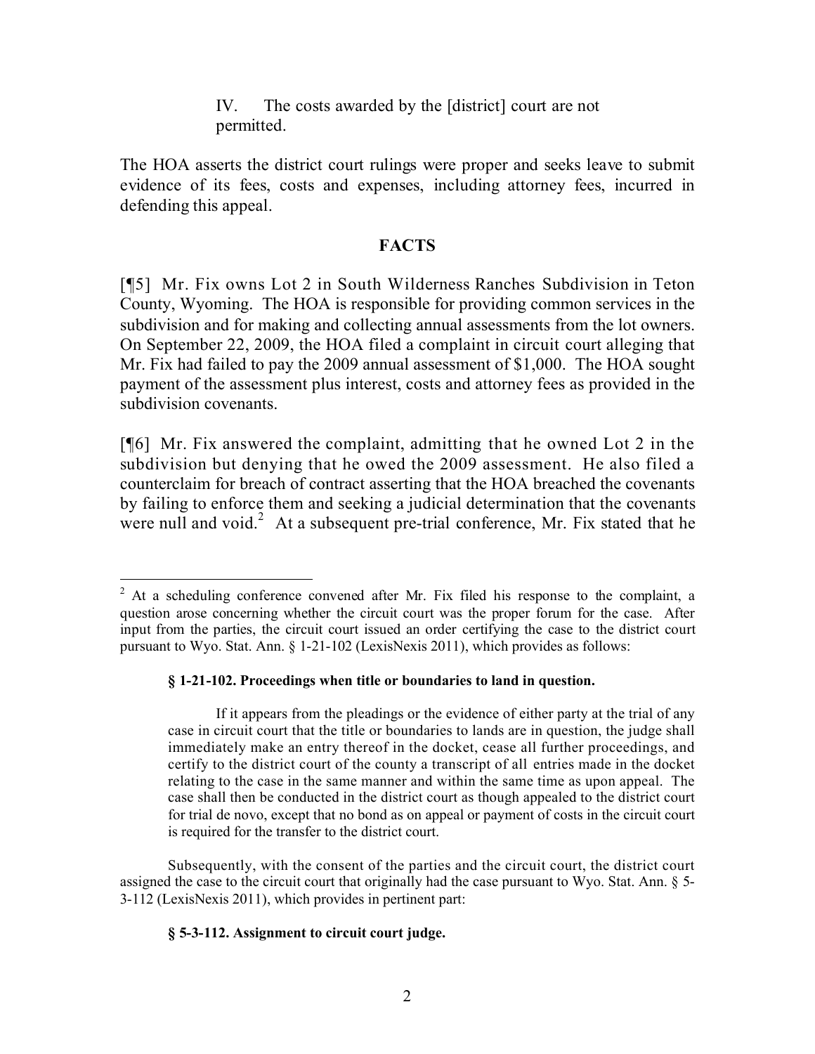IV. The costs awarded by the [district] court are not permitted.

The HOA asserts the district court rulings were proper and seeks leave to submit evidence of its fees, costs and expenses, including attorney fees, incurred in defending this appeal.

## FACTS

[¶5] Mr. Fix owns Lot 2 in South Wilderness Ranches Subdivision in Teton County, Wyoming. The HOA is responsible for providing common services in the subdivision and for making and collecting annual assessments from the lot owners. On September 22, 2009, the HOA filed a complaint in circuit court alleging that Mr. Fix had failed to pay the 2009 annual assessment of $1,000. The HOA sought payment of the assessment plus interest, costs and attorney fees as provided in the subdivision covenants.

[¶6] Mr. Fix answered the complaint, admitting that he owned Lot 2 in the subdivision but denying that he owed the 2009 assessment. He also filed a counterclaim for breach of contract asserting that the HOA breached the covenants by failing to enforce them and seeking a judicial determination that the covenants were null and void.[2] At a subsequent pre-trial conference, Mr. Fix stated that he

---

[2] At a scheduling conference convened after Mr. Fix filed his response to the complaint, a question arose concerning whether the circuit court was the proper forum for the case. After input from the parties, the circuit court issued an order certifying the case to the district court pursuant to Wyo. Stat. Ann. § 1-21-102 (LexisNexis 2011), which provides as follows:

**§ 1-21-102. Proceedings when title or boundaries to land in question.**

If it appears from the pleadings or the evidence of either party at the trial of any case in circuit court that the title or boundaries to lands are in question, the judge shall immediately make an entry thereof in the docket, cease all further proceedings, and certify to the district court of the county a transcript of all entries made in the docket relating to the case in the same manner and within the same time as upon appeal. The case shall then be conducted in the district court as though appealed to the district court for trial de novo, except that no bond as on appeal or payment of costs in the circuit court is required for the transfer to the district court.

Subsequently, with the consent of the parties and the circuit court, the district court assigned the case to the circuit court that originally had the case pursuant to Wyo. Stat. Ann. § 5-3-112 (LexisNexis 2011), which provides in pertinent part:

**§ 5-3-112. Assignment to circuit court judge.**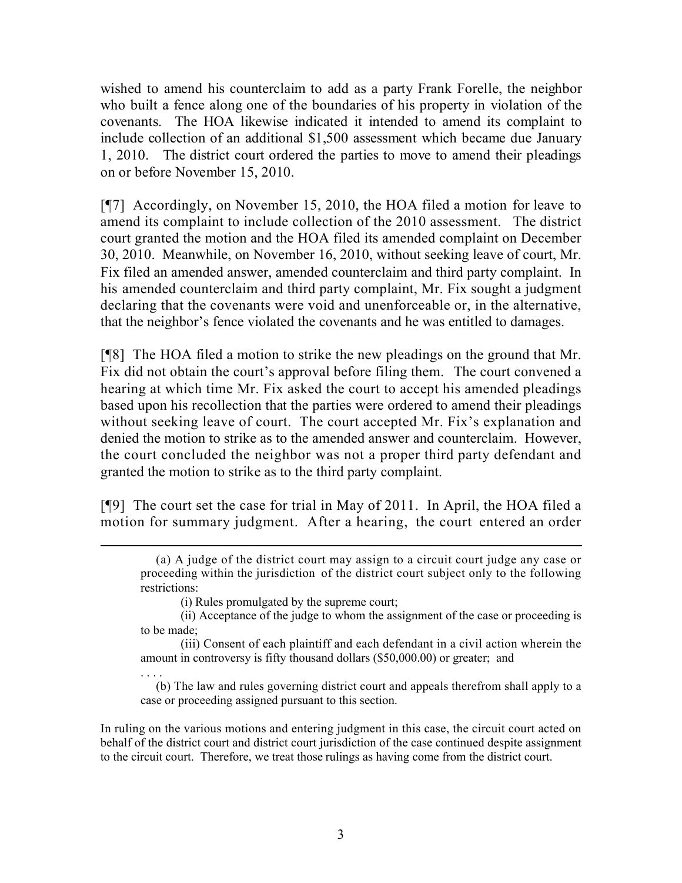wished to amend his counterclaim to add as a party Frank Forelle, the neighbor who built a fence along one of the boundaries of his property in violation of the covenants. The HOA likewise indicated it intended to amend its complaint to include collection of an additional $1,500 assessment which became due January 1, 2010. The district court ordered the parties to move to amend their pleadings on or before November 15, 2010.

[¶7] Accordingly, on November 15, 2010, the HOA filed a motion for leave to amend its complaint to include collection of the 2010 assessment. The district court granted the motion and the HOA filed its amended complaint on December 30, 2010. Meanwhile, on November 16, 2010, without seeking leave of court, Mr. Fix filed an amended answer, amended counterclaim and third party complaint. In his amended counterclaim and third party complaint, Mr. Fix sought a judgment declaring that the covenants were void and unenforceable or, in the alternative, that the neighbor's fence violated the covenants and he was entitled to damages.

[¶8] The HOA filed a motion to strike the new pleadings on the ground that Mr. Fix did not obtain the court's approval before filing them. The court convened a hearing at which time Mr. Fix asked the court to accept his amended pleadings based upon his recollection that the parties were ordered to amend their pleadings without seeking leave of court. The court accepted Mr. Fix's explanation and denied the motion to strike as to the amended answer and counterclaim. However, the court concluded the neighbor was not a proper third party defendant and granted the motion to strike as to the third party complaint.

[¶9] The court set the case for trial in May of 2011. In April, the HOA filed a motion for summary judgment. After a hearing, the court entered an order

---

> (a) A judge of the district court may assign to a circuit court judge any case or proceeding within the jurisdiction of the district court subject only to the following restrictions:
>
> (i) Rules promulgated by the supreme court;
>
> (ii) Acceptance of the judge to whom the assignment of the case or proceeding is to be made;
>
> (iii) Consent of each plaintiff and each defendant in a civil action wherein the amount in controversy is fifty thousand dollars ($50,000.00) or greater; and
>
> . . . .
>
> (b) The law and rules governing district court and appeals therefrom shall apply to a case or proceeding assigned pursuant to this section.

In ruling on the various motions and entering judgment in this case, the circuit court acted on behalf of the district court and district court jurisdiction of the case continued despite assignment to the circuit court. Therefore, we treat those rulings as having come from the district court.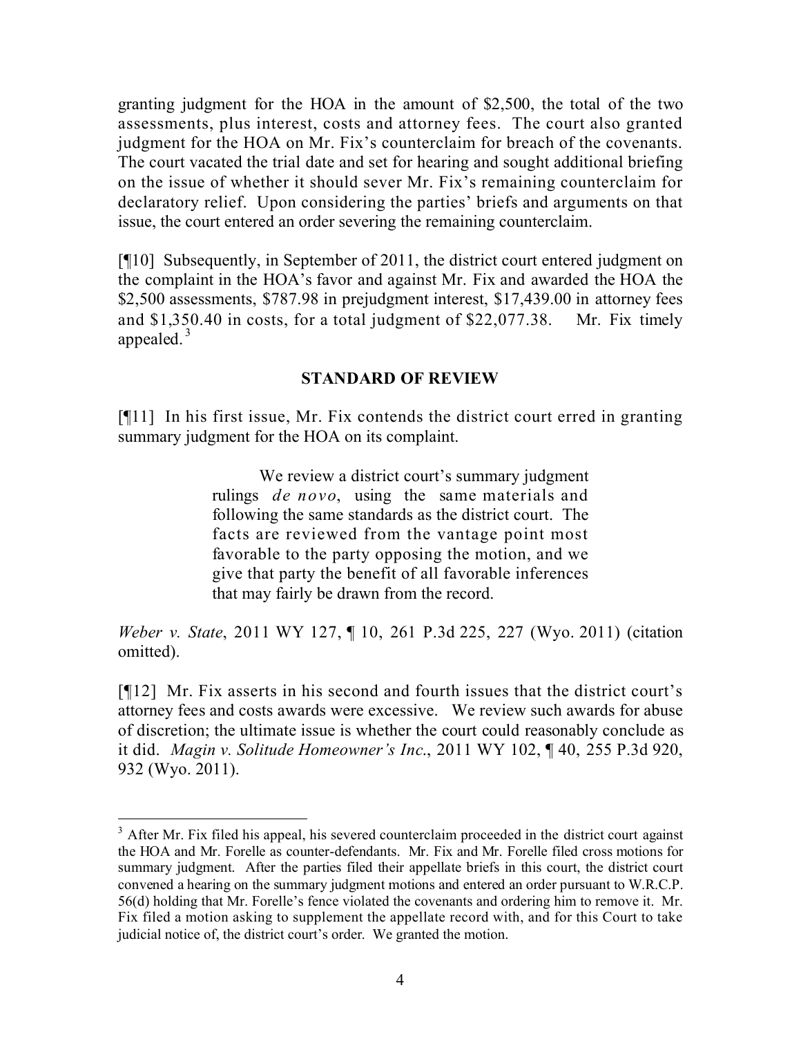granting judgment for the HOA in the amount of $2,500, the total of the two assessments, plus interest, costs and attorney fees. The court also granted judgment for the HOA on Mr. Fix's counterclaim for breach of the covenants. The court vacated the trial date and set for hearing and sought additional briefing on the issue of whether it should sever Mr. Fix's remaining counterclaim for declaratory relief. Upon considering the parties' briefs and arguments on that issue, the court entered an order severing the remaining counterclaim.

[¶10] Subsequently, in September of 2011, the district court entered judgment on the complaint in the HOA's favor and against Mr. Fix and awarded the HOA the $2,500 assessments, $787.98 in prejudgment interest, $17,439.00 in attorney fees and $1,350.40 in costs, for a total judgment of $22,077.38. Mr. Fix timely appealed.[3]

## STANDARD OF REVIEW

[¶11] In his first issue, Mr. Fix contends the district court erred in granting summary judgment for the HOA on its complaint.

> We review a district court's summary judgment rulings *de novo*, using the same materials and following the same standards as the district court. The facts are reviewed from the vantage point most favorable to the party opposing the motion, and we give that party the benefit of all favorable inferences that may fairly be drawn from the record.

*Weber v. State*, 2011 WY 127, ¶ 10, 261 P.3d 225, 227 (Wyo. 2011) (citation omitted).

[¶12] Mr. Fix asserts in his second and fourth issues that the district court's attorney fees and costs awards were excessive. We review such awards for abuse of discretion; the ultimate issue is whether the court could reasonably conclude as it did. *Magin v. Solitude Homeowner's Inc.*, 2011 WY 102, ¶ 40, 255 P.3d 920, 932 (Wyo. 2011).

---

[3] After Mr. Fix filed his appeal, his severed counterclaim proceeded in the district court against the HOA and Mr. Forelle as counter-defendants. Mr. Fix and Mr. Forelle filed cross motions for summary judgment. After the parties filed their appellate briefs in this court, the district court convened a hearing on the summary judgment motions and entered an order pursuant to W.R.C.P. 56(d) holding that Mr. Forelle's fence violated the covenants and ordering him to remove it. Mr. Fix filed a motion asking to supplement the appellate record with, and for this Court to take judicial notice of, the district court's order. We granted the motion.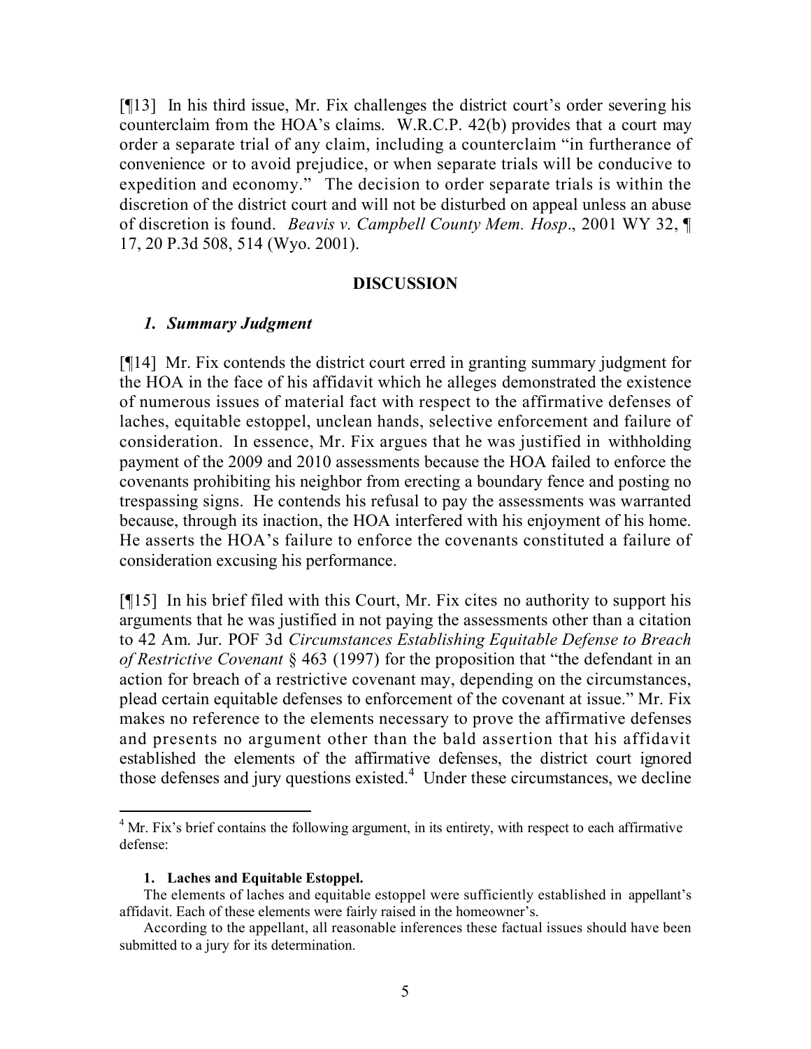[¶13] In his third issue, Mr. Fix challenges the district court's order severing his counterclaim from the HOA's claims. W.R.C.P. 42(b) provides that a court may order a separate trial of any claim, including a counterclaim "in furtherance of convenience or to avoid prejudice, or when separate trials will be conducive to expedition and economy." The decision to order separate trials is within the discretion of the district court and will not be disturbed on appeal unless an abuse of discretion is found. *Beavis v. Campbell County Mem. Hosp*., 2001 WY 32, ¶ 17, 20 P.3d 508, 514 (Wyo. 2001).

## DISCUSSION

### *1. Summary Judgment*

[¶14] Mr. Fix contends the district court erred in granting summary judgment for the HOA in the face of his affidavit which he alleges demonstrated the existence of numerous issues of material fact with respect to the affirmative defenses of laches, equitable estoppel, unclean hands, selective enforcement and failure of consideration. In essence, Mr. Fix argues that he was justified in withholding payment of the 2009 and 2010 assessments because the HOA failed to enforce the covenants prohibiting his neighbor from erecting a boundary fence and posting no trespassing signs. He contends his refusal to pay the assessments was warranted because, through its inaction, the HOA interfered with his enjoyment of his home. He asserts the HOA's failure to enforce the covenants constituted a failure of consideration excusing his performance.

[¶15] In his brief filed with this Court, Mr. Fix cites no authority to support his arguments that he was justified in not paying the assessments other than a citation to 42 Am. Jur. POF 3d *Circumstances Establishing Equitable Defense to Breach of Restrictive Covenant* § 463 (1997) for the proposition that "the defendant in an action for breach of a restrictive covenant may, depending on the circumstances, plead certain equitable defenses to enforcement of the covenant at issue." Mr. Fix makes no reference to the elements necessary to prove the affirmative defenses and presents no argument other than the bald assertion that his affidavit established the elements of the affirmative defenses, the district court ignored those defenses and jury questions existed.[4] Under these circumstances, we decline

---

[4] Mr. Fix's brief contains the following argument, in its entirety, with respect to each affirmative defense:

**1. Laches and Equitable Estoppel.**

The elements of laches and equitable estoppel were sufficiently established in appellant's affidavit. Each of these elements were fairly raised in the homeowner's.

According to the appellant, all reasonable inferences these factual issues should have been submitted to a jury for its determination.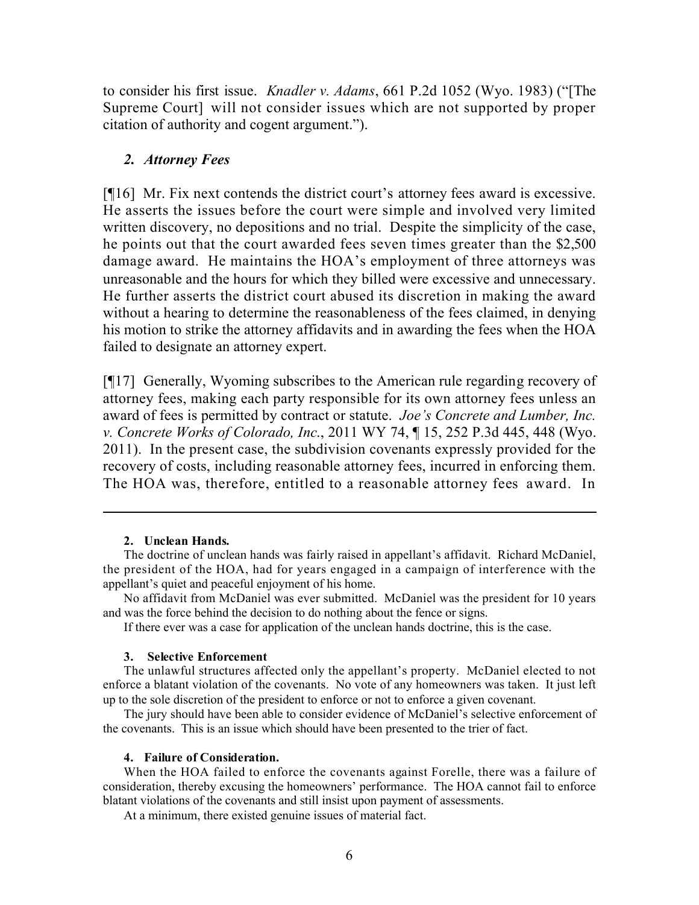to consider his first issue. *Knadler v. Adams*, 661 P.2d 1052 (Wyo. 1983) ("[The Supreme Court] will not consider issues which are not supported by proper citation of authority and cogent argument.").

### *2. Attorney Fees*

[¶16] Mr. Fix next contends the district court's attorney fees award is excessive. He asserts the issues before the court were simple and involved very limited written discovery, no depositions and no trial. Despite the simplicity of the case, he points out that the court awarded fees seven times greater than the $2,500 damage award. He maintains the HOA's employment of three attorneys was unreasonable and the hours for which they billed were excessive and unnecessary. He further asserts the district court abused its discretion in making the award without a hearing to determine the reasonableness of the fees claimed, in denying his motion to strike the attorney affidavits and in awarding the fees when the HOA failed to designate an attorney expert.

[¶17] Generally, Wyoming subscribes to the American rule regarding recovery of attorney fees, making each party responsible for its own attorney fees unless an award of fees is permitted by contract or statute. *Joe's Concrete and Lumber, Inc. v. Concrete Works of Colorado, Inc.*, 2011 WY 74, ¶ 15, 252 P.3d 445, 448 (Wyo. 2011). In the present case, the subdivision covenants expressly provided for the recovery of costs, including reasonable attorney fees, incurred in enforcing them. The HOA was, therefore, entitled to a reasonable attorney fees award. In

---

**2. Unclean Hands.**

The doctrine of unclean hands was fairly raised in appellant's affidavit. Richard McDaniel, the president of the HOA, had for years engaged in a campaign of interference with the appellant's quiet and peaceful enjoyment of his home.

No affidavit from McDaniel was ever submitted. McDaniel was the president for 10 years and was the force behind the decision to do nothing about the fence or signs.

If there ever was a case for application of the unclean hands doctrine, this is the case.

**3. Selective Enforcement**

The unlawful structures affected only the appellant's property. McDaniel elected to not enforce a blatant violation of the covenants. No vote of any homeowners was taken. It just left up to the sole discretion of the president to enforce or not to enforce a given covenant.

The jury should have been able to consider evidence of McDaniel's selective enforcement of the covenants. This is an issue which should have been presented to the trier of fact.

**4. Failure of Consideration.**

When the HOA failed to enforce the covenants against Forelle, there was a failure of consideration, thereby excusing the homeowners' performance. The HOA cannot fail to enforce blatant violations of the covenants and still insist upon payment of assessments.

At a minimum, there existed genuine issues of material fact.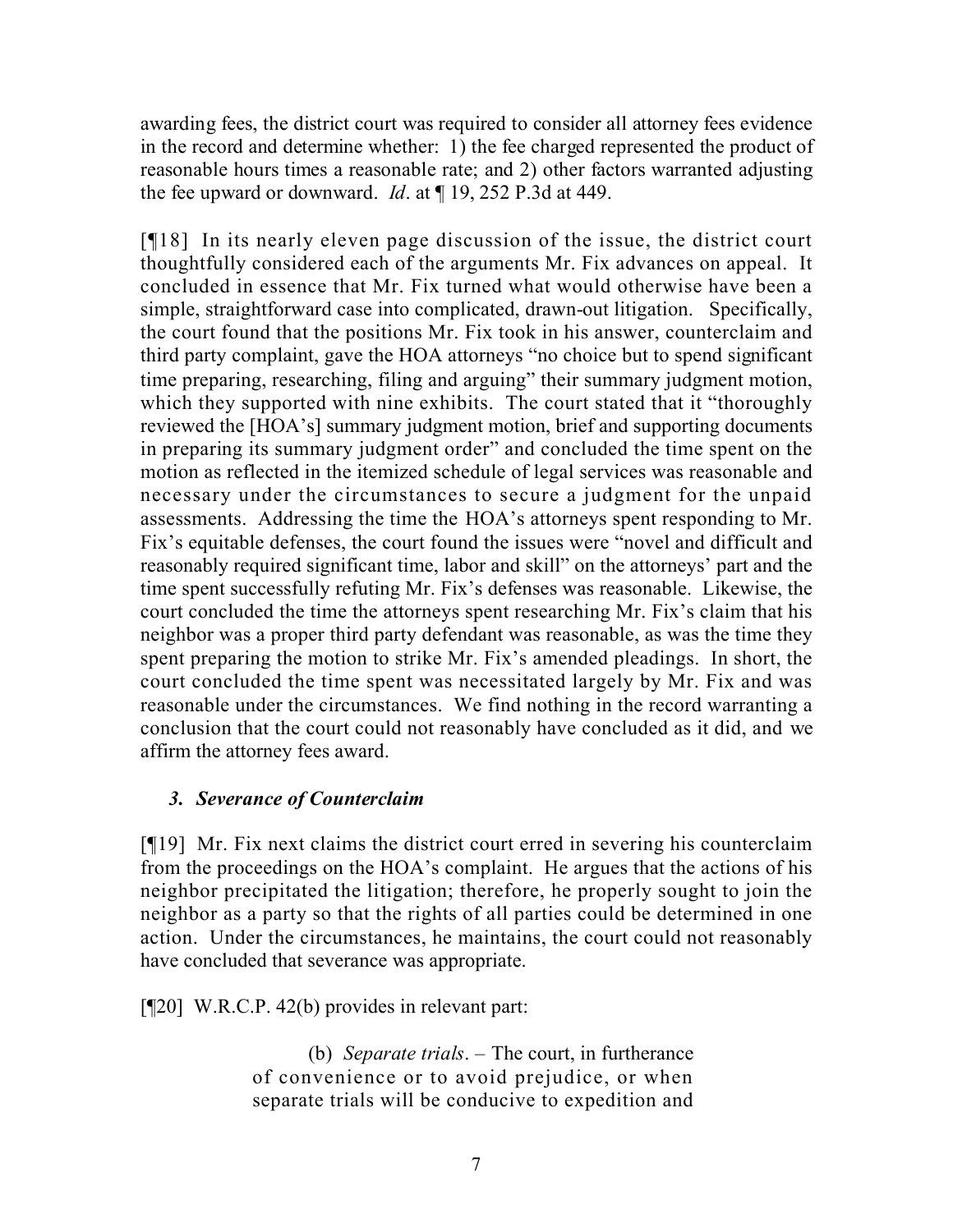awarding fees, the district court was required to consider all attorney fees evidence in the record and determine whether: 1) the fee charged represented the product of reasonable hours times a reasonable rate; and 2) other factors warranted adjusting the fee upward or downward. *Id*. at ¶ 19, 252 P.3d at 449.

[¶18] In its nearly eleven page discussion of the issue, the district court thoughtfully considered each of the arguments Mr. Fix advances on appeal. It concluded in essence that Mr. Fix turned what would otherwise have been a simple, straightforward case into complicated, drawn-out litigation. Specifically, the court found that the positions Mr. Fix took in his answer, counterclaim and third party complaint, gave the HOA attorneys "no choice but to spend significant time preparing, researching, filing and arguing" their summary judgment motion, which they supported with nine exhibits. The court stated that it "thoroughly reviewed the [HOA's] summary judgment motion, brief and supporting documents in preparing its summary judgment order" and concluded the time spent on the motion as reflected in the itemized schedule of legal services was reasonable and necessary under the circumstances to secure a judgment for the unpaid assessments. Addressing the time the HOA's attorneys spent responding to Mr. Fix's equitable defenses, the court found the issues were "novel and difficult and reasonably required significant time, labor and skill" on the attorneys' part and the time spent successfully refuting Mr. Fix's defenses was reasonable. Likewise, the court concluded the time the attorneys spent researching Mr. Fix's claim that his neighbor was a proper third party defendant was reasonable, as was the time they spent preparing the motion to strike Mr. Fix's amended pleadings. In short, the court concluded the time spent was necessitated largely by Mr. Fix and was reasonable under the circumstances. We find nothing in the record warranting a conclusion that the court could not reasonably have concluded as it did, and we affirm the attorney fees award.

### *3. Severance of Counterclaim*

[¶19] Mr. Fix next claims the district court erred in severing his counterclaim from the proceedings on the HOA's complaint. He argues that the actions of his neighbor precipitated the litigation; therefore, he properly sought to join the neighbor as a party so that the rights of all parties could be determined in one action. Under the circumstances, he maintains, the court could not reasonably have concluded that severance was appropriate.

[¶20] W.R.C.P. 42(b) provides in relevant part:

> (b) *Separate trials*. – The court, in furtherance of convenience or to avoid prejudice, or when separate trials will be conducive to expedition and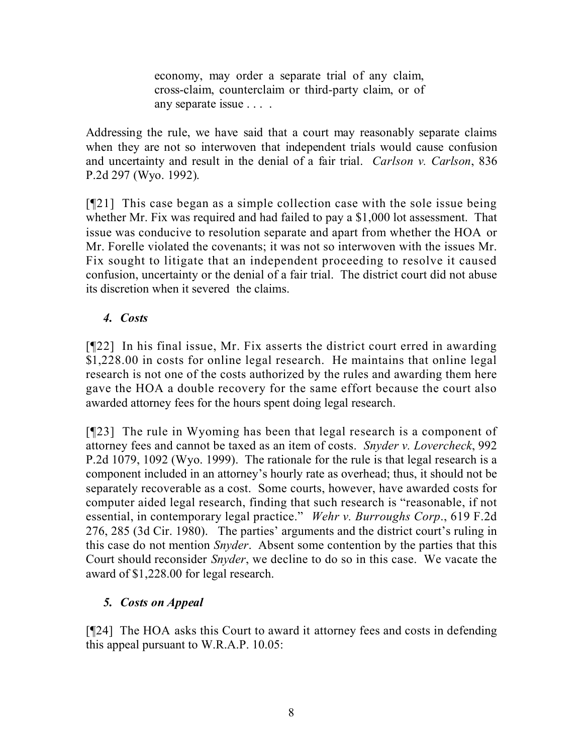> economy, may order a separate trial of any claim, cross-claim, counterclaim or third-party claim, or of any separate issue . . . .

Addressing the rule, we have said that a court may reasonably separate claims when they are not so interwoven that independent trials would cause confusion and uncertainty and result in the denial of a fair trial. *Carlson v. Carlson*, 836 P.2d 297 (Wyo. 1992).

[¶21] This case began as a simple collection case with the sole issue being whether Mr. Fix was required and had failed to pay a $1,000 lot assessment. That issue was conducive to resolution separate and apart from whether the HOA or Mr. Forelle violated the covenants; it was not so interwoven with the issues Mr. Fix sought to litigate that an independent proceeding to resolve it caused confusion, uncertainty or the denial of a fair trial. The district court did not abuse its discretion when it severed the claims.

### *4. Costs*

[¶22] In his final issue, Mr. Fix asserts the district court erred in awarding $1,228.00 in costs for online legal research. He maintains that online legal research is not one of the costs authorized by the rules and awarding them here gave the HOA a double recovery for the same effort because the court also awarded attorney fees for the hours spent doing legal research.

[¶23] The rule in Wyoming has been that legal research is a component of attorney fees and cannot be taxed as an item of costs. *Snyder v. Lovercheck*, 992 P.2d 1079, 1092 (Wyo. 1999). The rationale for the rule is that legal research is a component included in an attorney's hourly rate as overhead; thus, it should not be separately recoverable as a cost. Some courts, however, have awarded costs for computer aided legal research, finding that such research is "reasonable, if not essential, in contemporary legal practice." *Wehr v. Burroughs Corp*., 619 F.2d 276, 285 (3d Cir. 1980). The parties' arguments and the district court's ruling in this case do not mention *Snyder*. Absent some contention by the parties that this Court should reconsider *Snyder*, we decline to do so in this case. We vacate the award of $1,228.00 for legal research.

### *5. Costs on Appeal*

[¶24] The HOA asks this Court to award it attorney fees and costs in defending this appeal pursuant to W.R.A.P. 10.05: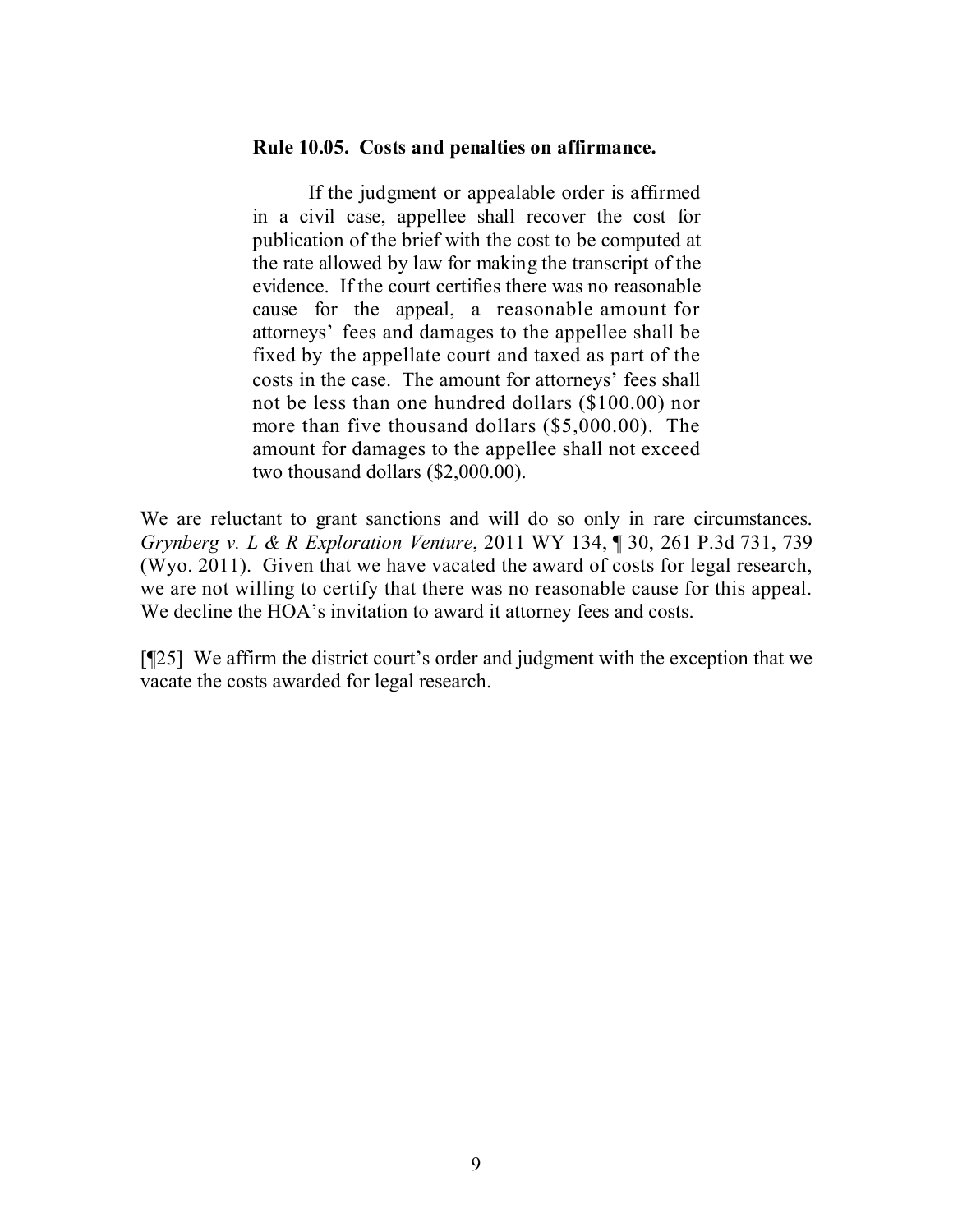> **Rule 10.05. Costs and penalties on affirmance.**
>
> If the judgment or appealable order is affirmed in a civil case, appellee shall recover the cost for publication of the brief with the cost to be computed at the rate allowed by law for making the transcript of the evidence. If the court certifies there was no reasonable cause for the appeal, a reasonable amount for attorneys' fees and damages to the appellee shall be fixed by the appellate court and taxed as part of the costs in the case. The amount for attorneys' fees shall not be less than one hundred dollars ($100.00) nor more than five thousand dollars ($5,000.00). The amount for damages to the appellee shall not exceed two thousand dollars ($2,000.00).

We are reluctant to grant sanctions and will do so only in rare circumstances. *Grynberg v. L & R Exploration Venture*, 2011 WY 134, ¶ 30, 261 P.3d 731, 739 (Wyo. 2011). Given that we have vacated the award of costs for legal research, we are not willing to certify that there was no reasonable cause for this appeal. We decline the HOA's invitation to award it attorney fees and costs.

[¶25] We affirm the district court's order and judgment with the exception that we vacate the costs awarded for legal research.